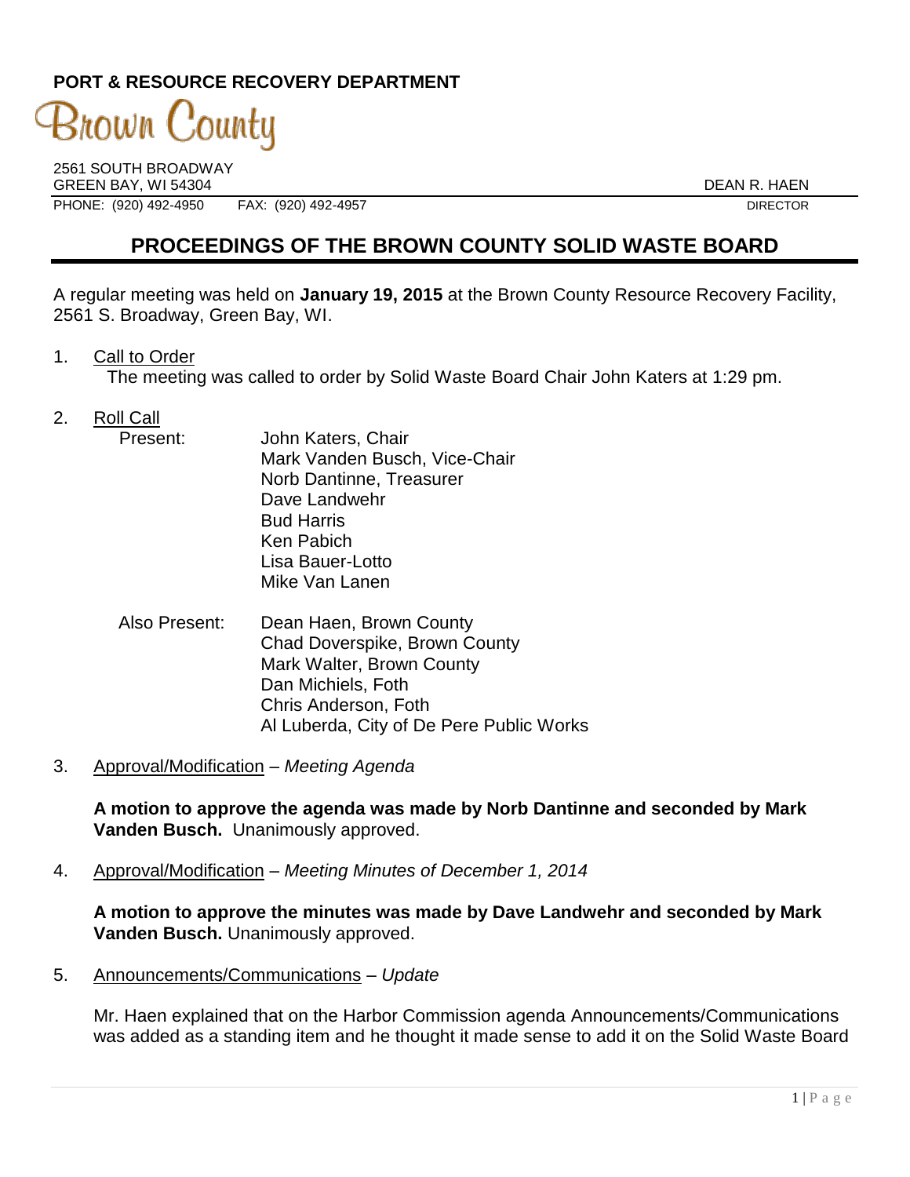**PORT & RESOURCE RECOVERY DEPARTMENT**

Brown County

2561 SOUTH BROADWAY
GREEN BAY, WI 54304

DEAN R. HAEN
DIRECTOR

PHONE: (920) 492-4950 FAX: (920) 492-4957

# PROCEEDINGS OF THE BROWN COUNTY SOLID WASTE BOARD

A regular meeting was held on **January 19, 2015** at the Brown County Resource Recovery Facility, 2561 S. Broadway, Green Bay, WI.

1. Call to Order
   The meeting was called to order by Solid Waste Board Chair John Katers at 1:29 pm.

2. Roll Call
   Present:
   - John Katers, Chair
   - Mark Vanden Busch, Vice-Chair
   - Norb Dantinne, Treasurer
   - Dave Landwehr
   - Bud Harris
   - Ken Pabich
   - Lisa Bauer-Lotto
   - Mike Van Lanen

   Also Present:
   - Dean Haen, Brown County
   - Chad Doverspike, Brown County
   - Mark Walter, Brown County
   - Dan Michiels, Foth
   - Chris Anderson, Foth
   - Al Luberda, City of De Pere Public Works

3. Approval/Modification – *Meeting Agenda*

   **A motion to approve the agenda was made by Norb Dantinne and seconded by Mark Vanden Busch.** Unanimously approved.

4. Approval/Modification – *Meeting Minutes of December 1, 2014*

   **A motion to approve the minutes was made by Dave Landwehr and seconded by Mark Vanden Busch.** Unanimously approved.

5. Announcements/Communications – *Update*

   Mr. Haen explained that on the Harbor Commission agenda Announcements/Communications was added as a standing item and he thought it made sense to add it on the Solid Waste Board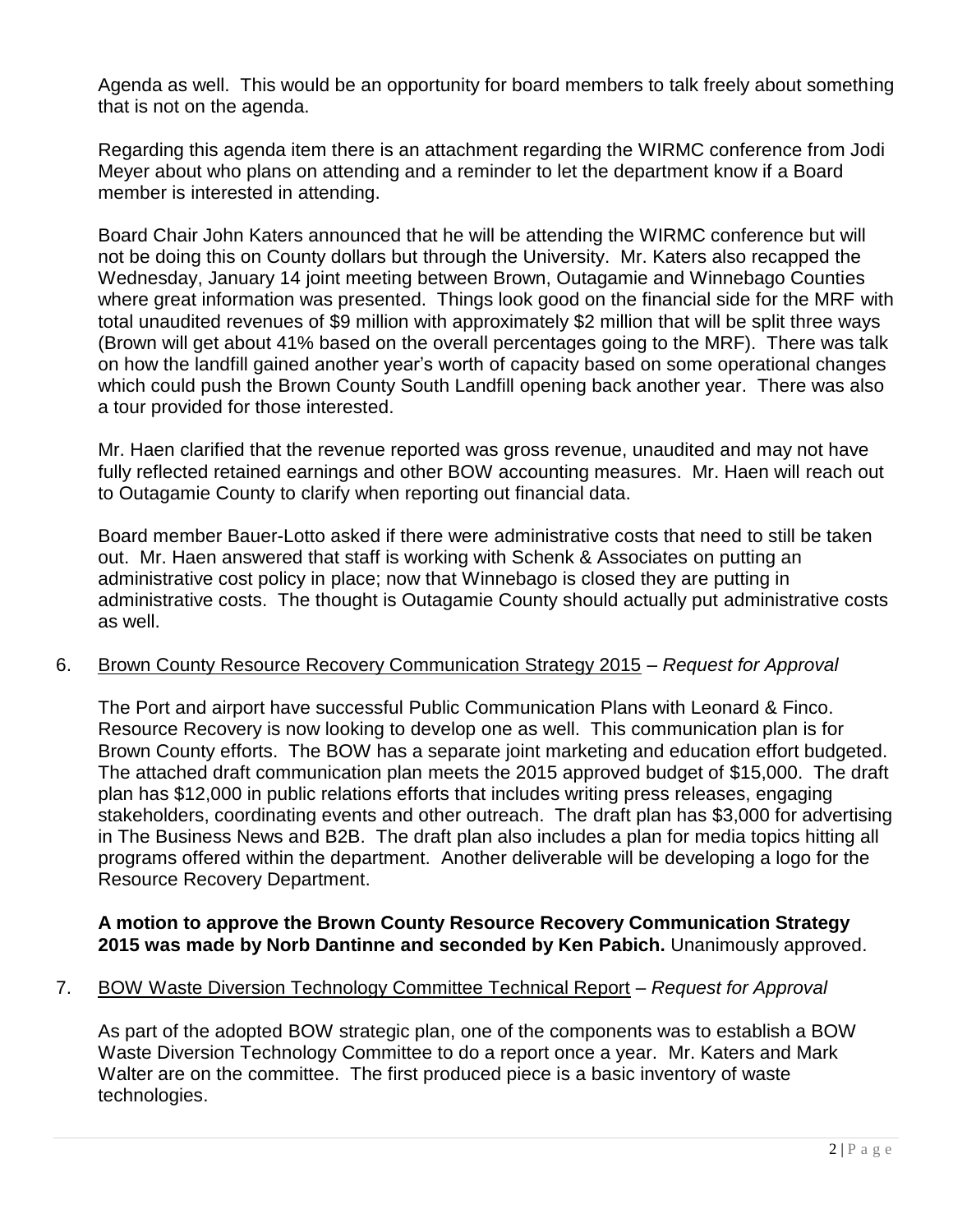Agenda as well. This would be an opportunity for board members to talk freely about something that is not on the agenda.

Regarding this agenda item there is an attachment regarding the WIRMC conference from Jodi Meyer about who plans on attending and a reminder to let the department know if a Board member is interested in attending.

Board Chair John Katers announced that he will be attending the WIRMC conference but will not be doing this on County dollars but through the University. Mr. Katers also recapped the Wednesday, January 14 joint meeting between Brown, Outagamie and Winnebago Counties where great information was presented. Things look good on the financial side for the MRF with total unaudited revenues of $9 million with approximately $2 million that will be split three ways (Brown will get about 41% based on the overall percentages going to the MRF). There was talk on how the landfill gained another year's worth of capacity based on some operational changes which could push the Brown County South Landfill opening back another year. There was also a tour provided for those interested.

Mr. Haen clarified that the revenue reported was gross revenue, unaudited and may not have fully reflected retained earnings and other BOW accounting measures. Mr. Haen will reach out to Outagamie County to clarify when reporting out financial data.

Board member Bauer-Lotto asked if there were administrative costs that need to still be taken out. Mr. Haen answered that staff is working with Schenk & Associates on putting an administrative cost policy in place; now that Winnebago is closed they are putting in administrative costs. The thought is Outagamie County should actually put administrative costs as well.

6. <u>Brown County Resource Recovery Communication Strategy 2015</u> – *Request for Approval*

   The Port and airport have successful Public Communication Plans with Leonard & Finco. Resource Recovery is now looking to develop one as well. This communication plan is for Brown County efforts. The BOW has a separate joint marketing and education effort budgeted. The attached draft communication plan meets the 2015 approved budget of $15,000. The draft plan has $12,000 in public relations efforts that includes writing press releases, engaging stakeholders, coordinating events and other outreach. The draft plan has $3,000 for advertising in The Business News and B2B. The draft plan also includes a plan for media topics hitting all programs offered within the department. Another deliverable will be developing a logo for the Resource Recovery Department.

   **A motion to approve the Brown County Resource Recovery Communication Strategy 2015 was made by Norb Dantinne and seconded by Ken Pabich.** Unanimously approved.

7. <u>BOW Waste Diversion Technology Committee Technical Report</u> – *Request for Approval*

   As part of the adopted BOW strategic plan, one of the components was to establish a BOW Waste Diversion Technology Committee to do a report once a year. Mr. Katers and Mark Walter are on the committee. The first produced piece is a basic inventory of waste technologies.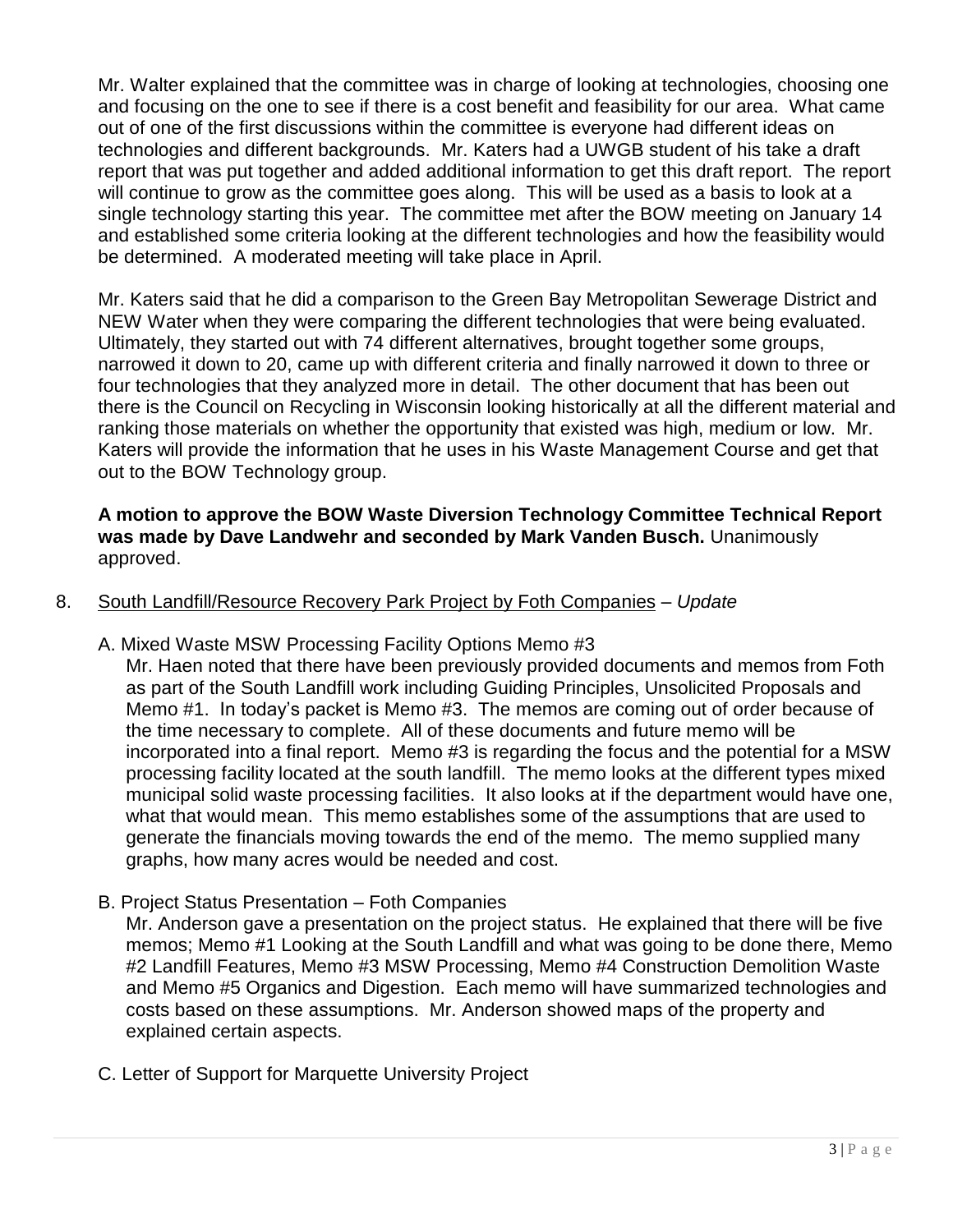Mr. Walter explained that the committee was in charge of looking at technologies, choosing one and focusing on the one to see if there is a cost benefit and feasibility for our area. What came out of one of the first discussions within the committee is everyone had different ideas on technologies and different backgrounds. Mr. Katers had a UWGB student of his take a draft report that was put together and added additional information to get this draft report. The report will continue to grow as the committee goes along. This will be used as a basis to look at a single technology starting this year. The committee met after the BOW meeting on January 14 and established some criteria looking at the different technologies and how the feasibility would be determined. A moderated meeting will take place in April.

Mr. Katers said that he did a comparison to the Green Bay Metropolitan Sewerage District and NEW Water when they were comparing the different technologies that were being evaluated. Ultimately, they started out with 74 different alternatives, brought together some groups, narrowed it down to 20, came up with different criteria and finally narrowed it down to three or four technologies that they analyzed more in detail. The other document that has been out there is the Council on Recycling in Wisconsin looking historically at all the different material and ranking those materials on whether the opportunity that existed was high, medium or low. Mr. Katers will provide the information that he uses in his Waste Management Course and get that out to the BOW Technology group.

**A motion to approve the BOW Waste Diversion Technology Committee Technical Report was made by Dave Landwehr and seconded by Mark Vanden Busch.** Unanimously approved.

8. South Landfill/Resource Recovery Park Project by Foth Companies – *Update*

   A. Mixed Waste MSW Processing Facility Options Memo #3

   Mr. Haen noted that there have been previously provided documents and memos from Foth as part of the South Landfill work including Guiding Principles, Unsolicited Proposals and Memo #1. In today's packet is Memo #3. The memos are coming out of order because of the time necessary to complete. All of these documents and future memo will be incorporated into a final report. Memo #3 is regarding the focus and the potential for a MSW processing facility located at the south landfill. The memo looks at the different types mixed municipal solid waste processing facilities. It also looks at if the department would have one, what that would mean. This memo establishes some of the assumptions that are used to generate the financials moving towards the end of the memo. The memo supplied many graphs, how many acres would be needed and cost.

   B. Project Status Presentation – Foth Companies

   Mr. Anderson gave a presentation on the project status. He explained that there will be five memos; Memo #1 Looking at the South Landfill and what was going to be done there, Memo #2 Landfill Features, Memo #3 MSW Processing, Memo #4 Construction Demolition Waste and Memo #5 Organics and Digestion. Each memo will have summarized technologies and costs based on these assumptions. Mr. Anderson showed maps of the property and explained certain aspects.

   C. Letter of Support for Marquette University Project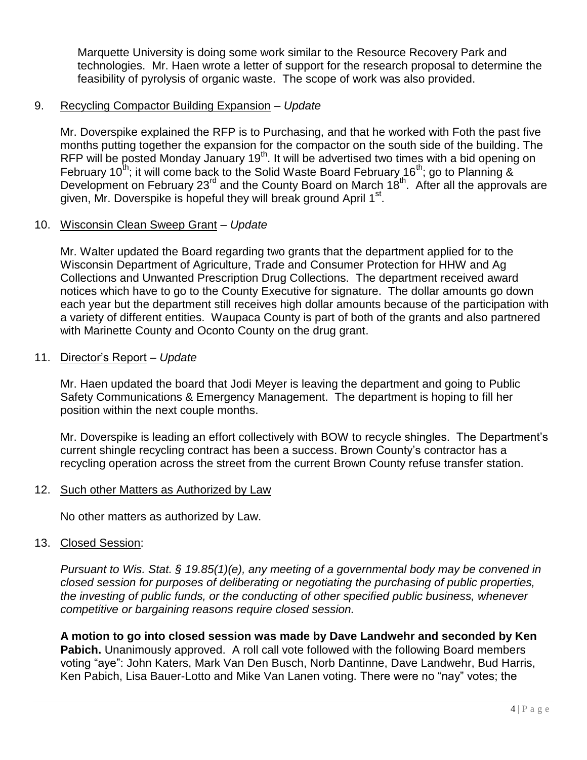Marquette University is doing some work similar to the Resource Recovery Park and technologies. Mr. Haen wrote a letter of support for the research proposal to determine the feasibility of pyrolysis of organic waste. The scope of work was also provided.

9. <u>Recycling Compactor Building Expansion</u> – *Update*

   Mr. Doverspike explained the RFP is to Purchasing, and that he worked with Foth the past five months putting together the expansion for the compactor on the south side of the building. The RFP will be posted Monday January 19th. It will be advertised two times with a bid opening on February 10th; it will come back to the Solid Waste Board February 16th; go to Planning & Development on February 23rd and the County Board on March 18th. After all the approvals are given, Mr. Doverspike is hopeful they will break ground April 1st.

10. <u>Wisconsin Clean Sweep Grant</u> – *Update*

   Mr. Walter updated the Board regarding two grants that the department applied for to the Wisconsin Department of Agriculture, Trade and Consumer Protection for HHW and Ag Collections and Unwanted Prescription Drug Collections. The department received award notices which have to go to the County Executive for signature. The dollar amounts go down each year but the department still receives high dollar amounts because of the participation with a variety of different entities. Waupaca County is part of both of the grants and also partnered with Marinette County and Oconto County on the drug grant.

11. <u>Director's Report</u> – *Update*

   Mr. Haen updated the board that Jodi Meyer is leaving the department and going to Public Safety Communications & Emergency Management. The department is hoping to fill her position within the next couple months.

   Mr. Doverspike is leading an effort collectively with BOW to recycle shingles. The Department's current shingle recycling contract has been a success. Brown County's contractor has a recycling operation across the street from the current Brown County refuse transfer station.

12. <u>Such other Matters as Authorized by Law</u>

   No other matters as authorized by Law.

13. <u>Closed Session</u>:

   *Pursuant to Wis. Stat. § 19.85(1)(e), any meeting of a governmental body may be convened in closed session for purposes of deliberating or negotiating the purchasing of public properties, the investing of public funds, or the conducting of other specified public business, whenever competitive or bargaining reasons require closed session.*

   **A motion to go into closed session was made by Dave Landwehr and seconded by Ken Pabich.** Unanimously approved. A roll call vote followed with the following Board members voting "aye": John Katers, Mark Van Den Busch, Norb Dantinne, Dave Landwehr, Bud Harris, Ken Pabich, Lisa Bauer-Lotto and Mike Van Lanen voting. There were no "nay" votes; the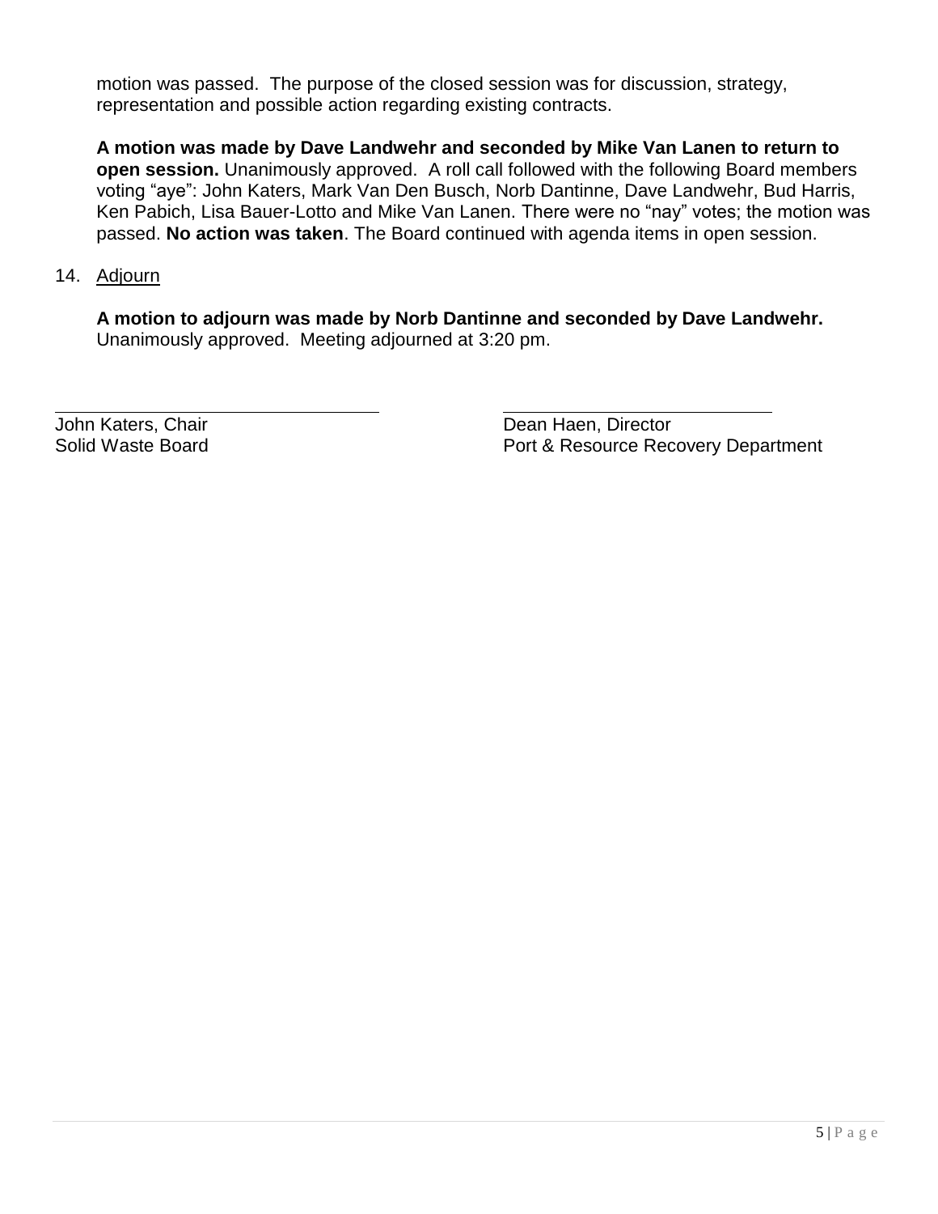motion was passed. The purpose of the closed session was for discussion, strategy, representation and possible action regarding existing contracts.

**A motion was made by Dave Landwehr and seconded by Mike Van Lanen to return to open session.** Unanimously approved. A roll call followed with the following Board members voting "aye": John Katers, Mark Van Den Busch, Norb Dantinne, Dave Landwehr, Bud Harris, Ken Pabich, Lisa Bauer-Lotto and Mike Van Lanen. There were no "nay" votes; the motion was passed. **No action was taken**. The Board continued with agenda items in open session.

14. Adjourn

**A motion to adjourn was made by Norb Dantinne and seconded by Dave Landwehr.** Unanimously approved. Meeting adjourned at 3:20 pm.

\_\_\_\_\_\_\_\_\_\_\_\_\_\_\_\_\_\_\_\_\_\_\_\_\_\_\_\_\_\_\_\_
John Katers, Chair
Solid Waste Board

\_\_\_\_\_\_\_\_\_\_\_\_\_\_\_\_\_\_\_\_\_\_\_\_\_\_\_\_\_\_\_\_
Dean Haen, Director
Port & Resource Recovery Department